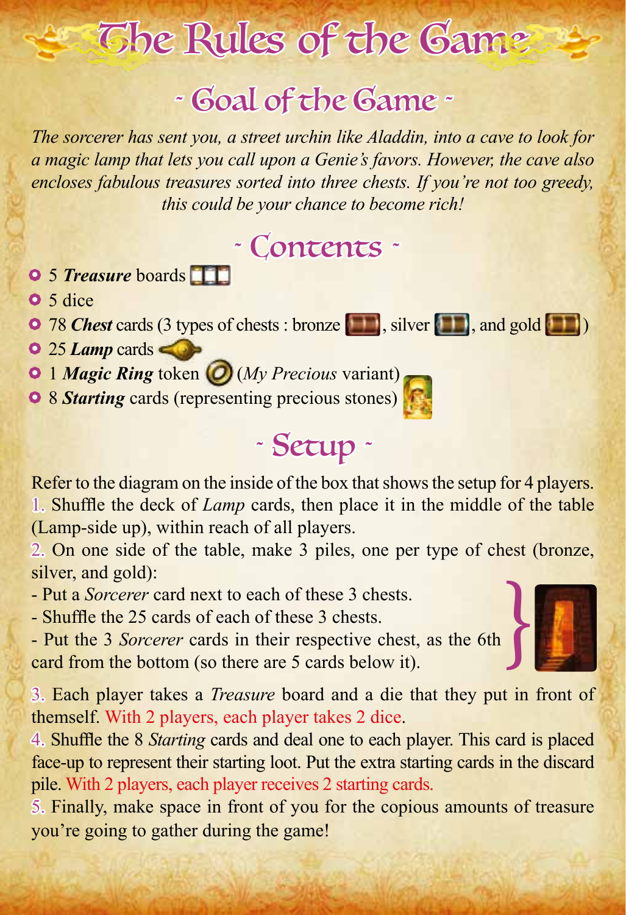# The Rules of the Game

## - Goal of the Game -

*The sorcerer has sent you, a street urchin like Aladdin, into a cave to look for a magic lamp that lets you call upon a Genie's favors. However, the cave also encloses fabulous treasures sorted into three chests. If you're not too greedy, this could be your chance to become rich!*

## - Contents -

- 5 ***Treasure*** boards
- 5 dice
- 78 ***Chest*** cards (3 types of chests : bronze , silver , and gold )
- 25 ***Lamp*** cards
- 1 ***Magic Ring*** token (*My Precious* variant)
- 8 ***Starting*** cards (representing precious stones)

## - Setup -

Refer to the diagram on the inside of the box that shows the setup for 4 players.

1. Shuffle the deck of *Lamp* cards, then place it in the middle of the table (Lamp-side up), within reach of all players.
2. On one side of the table, make 3 piles, one per type of chest (bronze, silver, and gold):
   - Put a *Sorcerer* card next to each of these 3 chests.
   - Shuffle the 25 cards of each of these 3 chests.
   - Put the 3 *Sorcerer* cards in their respective chest, as the 6th card from the bottom (so there are 5 cards below it).
3. Each player takes a *Treasure* board and a die that they put in front of themself. With 2 players, each player takes 2 dice.
4. Shuffle the 8 *Starting* cards and deal one to each player. This card is placed face-up to represent their starting loot. Put the extra starting cards in the discard pile. With 2 players, each player receives 2 starting cards.
5. Finally, make space in front of you for the copious amounts of treasure you're going to gather during the game!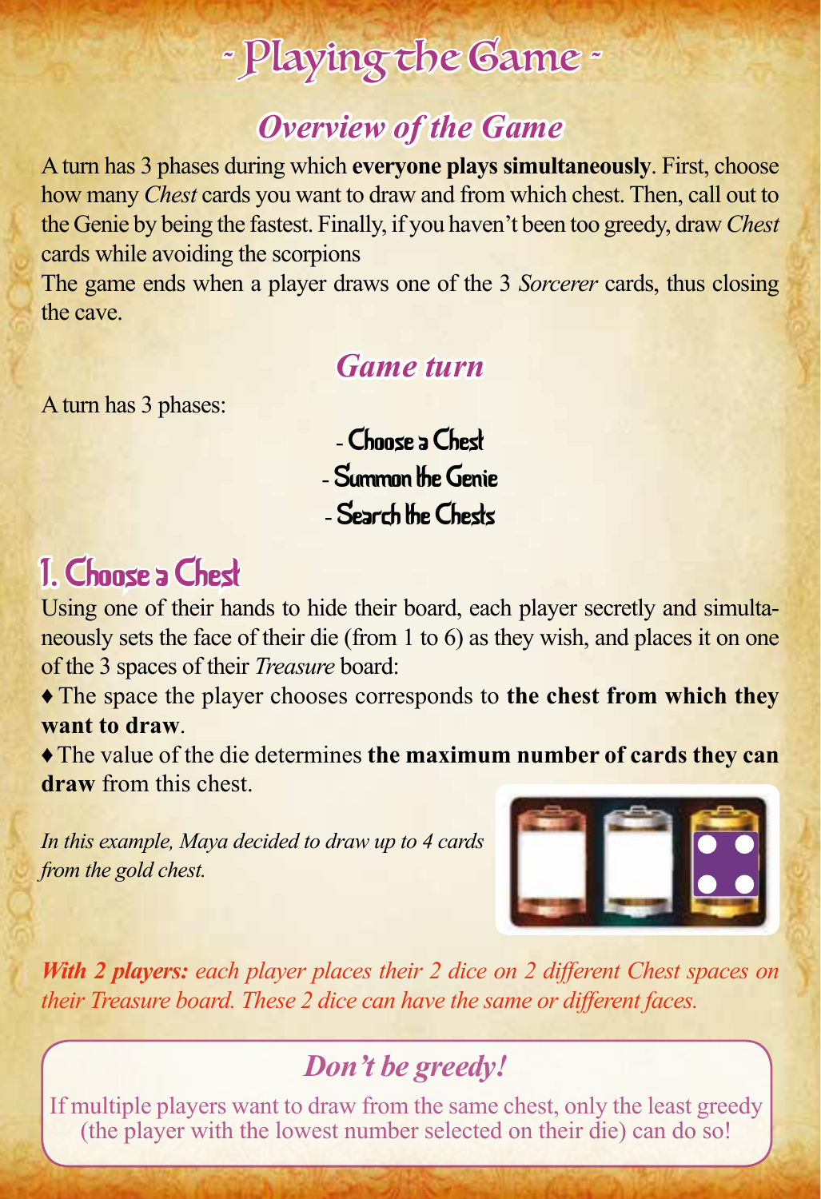# - Playing the Game -

## *Overview of the Game*

A turn has 3 phases during which **everyone plays simultaneously**. First, choose how many *Chest* cards you want to draw and from which chest. Then, call out to the Genie by being the fastest. Finally, if you haven't been too greedy, draw *Chest* cards while avoiding the scorpions

The game ends when a player draws one of the 3 *Sorcerer* cards, thus closing the cave.

## *Game turn*

A turn has 3 phases:

- Choose a Chest
- Summon the Genie
- Search the Chests

## 1. Choose a Chest

Using one of their hands to hide their board, each player secretly and simultaneously sets the face of their die (from 1 to 6) as they wish, and places it on one of the 3 spaces of their *Treasure* board:

♦ The space the player chooses corresponds to **the chest from which they want to draw**.

♦ The value of the die determines **the maximum number of cards they can draw** from this chest.

*In this example, Maya decided to draw up to 4 cards from the gold chest.*

***With 2 players:*** *each player places their 2 dice on 2 different Chest spaces on their Treasure board. These 2 dice can have the same or different faces.*

### *Don't be greedy!*

If multiple players want to draw from the same chest, only the least greedy (the player with the lowest number selected on their die) can do so!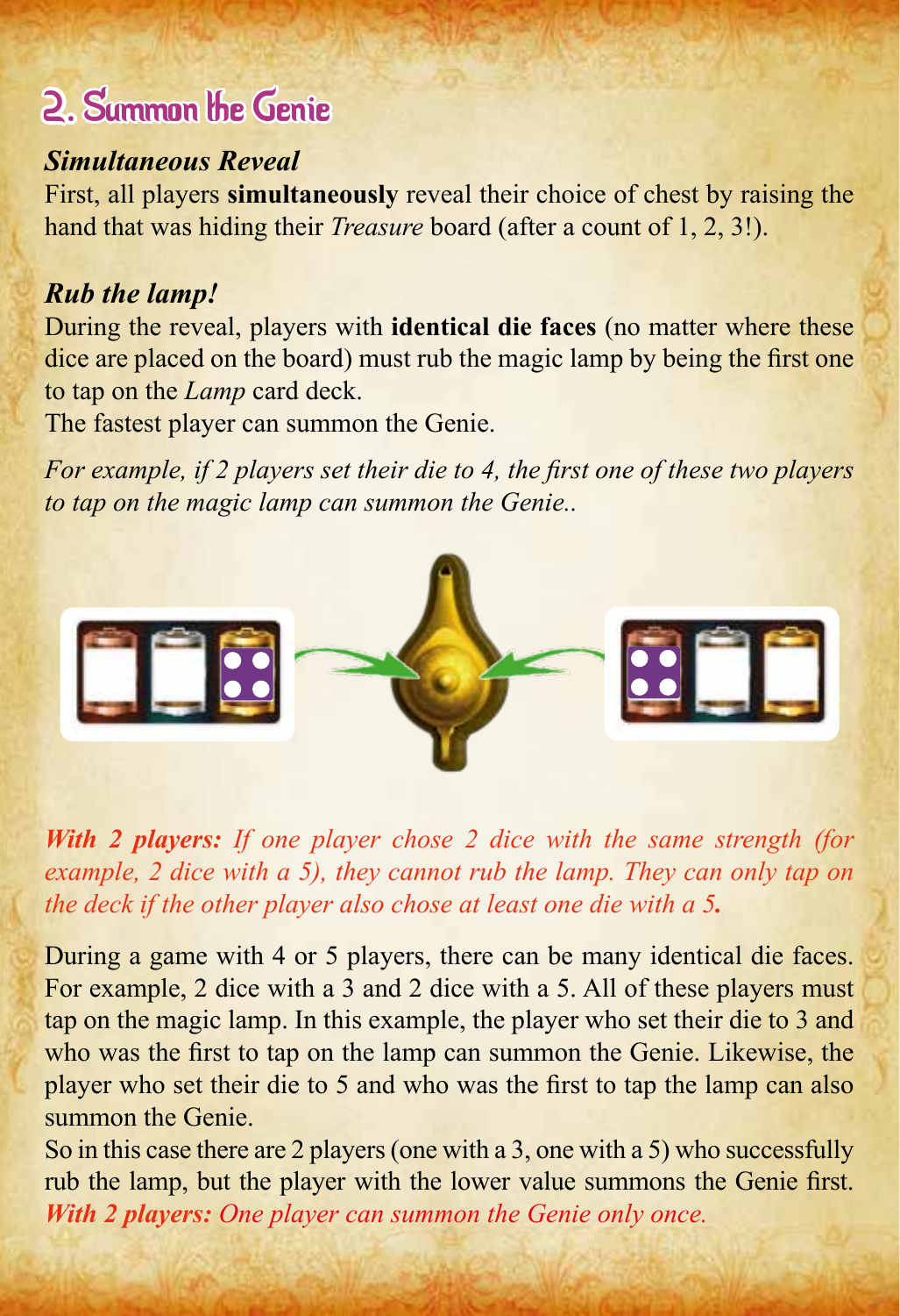## 2. Summon the Genie

### *Simultaneous Reveal*

First, all players **simultaneously** reveal their choice of chest by raising the hand that was hiding their *Treasure* board (after a count of 1, 2, 3!).

### *Rub the lamp!*

During the reveal, players with **identical die faces** (no matter where these dice are placed on the board) must rub the magic lamp by being the first one to tap on the *Lamp* card deck.

The fastest player can summon the Genie.

*For example, if 2 players set their die to 4, the first one of these two players to tap on the magic lamp can summon the Genie..*

***With 2 players:*** *If one player chose 2 dice with the same strength (for example, 2 dice with a 5), they cannot rub the lamp. They can only tap on the deck if the other player also chose at least one die with a 5.*

During a game with 4 or 5 players, there can be many identical die faces. For example, 2 dice with a 3 and 2 dice with a 5. All of these players must tap on the magic lamp. In this example, the player who set their die to 3 and who was the first to tap on the lamp can summon the Genie. Likewise, the player who set their die to 5 and who was the first to tap the lamp can also summon the Genie.

So in this case there are 2 players (one with a 3, one with a 5) who successfully rub the lamp, but the player with the lower value summons the Genie first.

***With 2 players:*** *One player can summon the Genie only once.*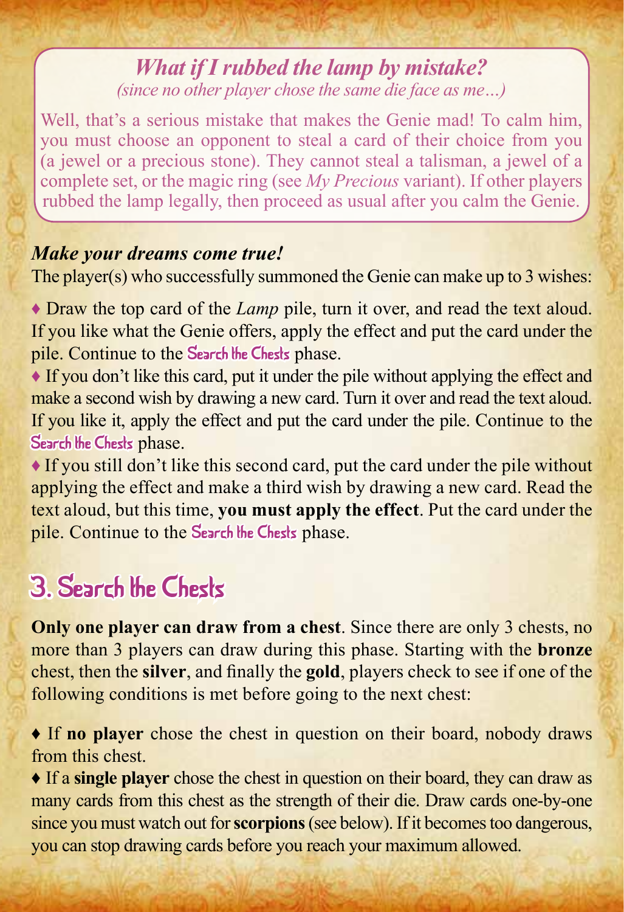### *What if I rubbed the lamp by mistake?*

*(since no other player chose the same die face as me…)*

Well, that's a serious mistake that makes the Genie mad! To calm him, you must choose an opponent to steal a card of their choice from you (a jewel or a precious stone). They cannot steal a talisman, a jewel of a complete set, or the magic ring (see *My Precious* variant). If other players rubbed the lamp legally, then proceed as usual after you calm the Genie.

### *Make your dreams come true!*

The player(s) who successfully summoned the Genie can make up to 3 wishes:

♦ Draw the top card of the *Lamp* pile, turn it over, and read the text aloud. If you like what the Genie offers, apply the effect and put the card under the pile. Continue to the Search the Chests phase.

♦ If you don't like this card, put it under the pile without applying the effect and make a second wish by drawing a new card. Turn it over and read the text aloud. If you like it, apply the effect and put the card under the pile. Continue to the Search the Chests phase.

♦ If you still don't like this second card, put the card under the pile without applying the effect and make a third wish by drawing a new card. Read the text aloud, but this time, **you must apply the effect**. Put the card under the pile. Continue to the Search the Chests phase.

## 3. Search the Chests

**Only one player can draw from a chest**. Since there are only 3 chests, no more than 3 players can draw during this phase. Starting with the **bronze** chest, then the **silver**, and finally the **gold**, players check to see if one of the following conditions is met before going to the next chest:

♦ If **no player** chose the chest in question on their board, nobody draws from this chest.

♦ If a **single player** chose the chest in question on their board, they can draw as many cards from this chest as the strength of their die. Draw cards one-by-one since you must watch out for **scorpions** (see below). If it becomes too dangerous, you can stop drawing cards before you reach your maximum allowed.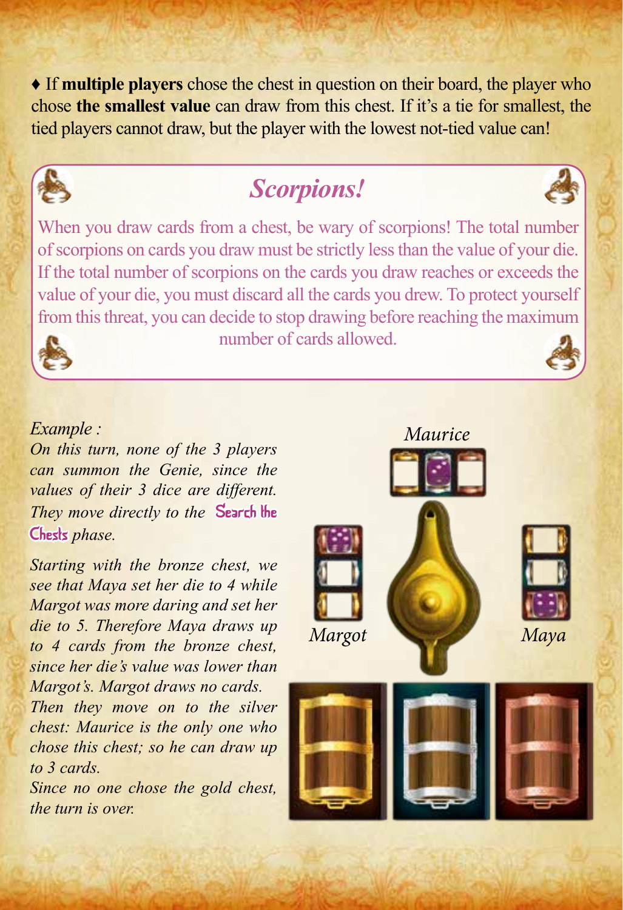♦ If **multiple players** chose the chest in question on their board, the player who chose **the smallest value** can draw from this chest. If it's a tie for smallest, the tied players cannot draw, but the player with the lowest not-tied value can!

## *Scorpions!*

When you draw cards from a chest, be wary of scorpions! The total number of scorpions on cards you draw must be strictly less than the value of your die. If the total number of scorpions on the cards you draw reaches or exceeds the value of your die, you must discard all the cards you drew. To protect yourself from this threat, you can decide to stop drawing before reaching the maximum number of cards allowed.

*Example :*

*On this turn, none of the 3 players can summon the Genie, since the values of their 3 dice are different. They move directly to the* **Search the Chests** *phase.*

*Starting with the bronze chest, we see that Maya set her die to 4 while Margot was more daring and set her die to 5. Therefore Maya draws up to 4 cards from the bronze chest, since her die's value was lower than Margot's. Margot draws no cards.*

*Then they move on to the silver chest: Maurice is the only one who chose this chest; so he can draw up to 3 cards.*

*Since no one chose the gold chest, the turn is over.*

*Maurice*

*Margot*

*Maya*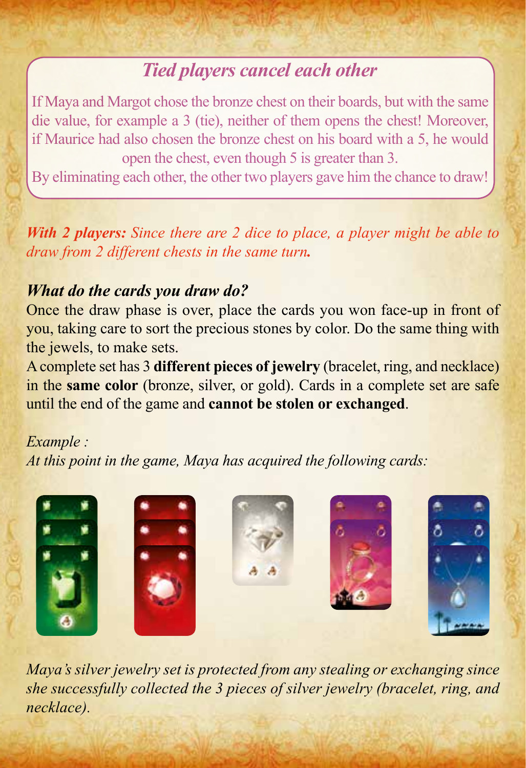## *Tied players cancel each other*

If Maya and Margot chose the bronze chest on their boards, but with the same die value, for example a 3 (tie), neither of them opens the chest! Moreover, if Maurice had also chosen the bronze chest on his board with a 5, he would open the chest, even though 5 is greater than 3.
By eliminating each other, the other two players gave him the chance to draw!

***With 2 players:*** *Since there are 2 dice to place, a player might be able to draw from 2 different chests in the same turn.*

### *What do the cards you draw do?*

Once the draw phase is over, place the cards you won face-up in front of you, taking care to sort the precious stones by color. Do the same thing with the jewels, to make sets.

A complete set has 3 **different pieces of jewelry** (bracelet, ring, and necklace) in the **same color** (bronze, silver, or gold). Cards in a complete set are safe until the end of the game and **cannot be stolen or exchanged**.

*Example :*
*At this point in the game, Maya has acquired the following cards:*

*Maya's silver jewelry set is protected from any stealing or exchanging since she successfully collected the 3 pieces of silver jewelry (bracelet, ring, and necklace).*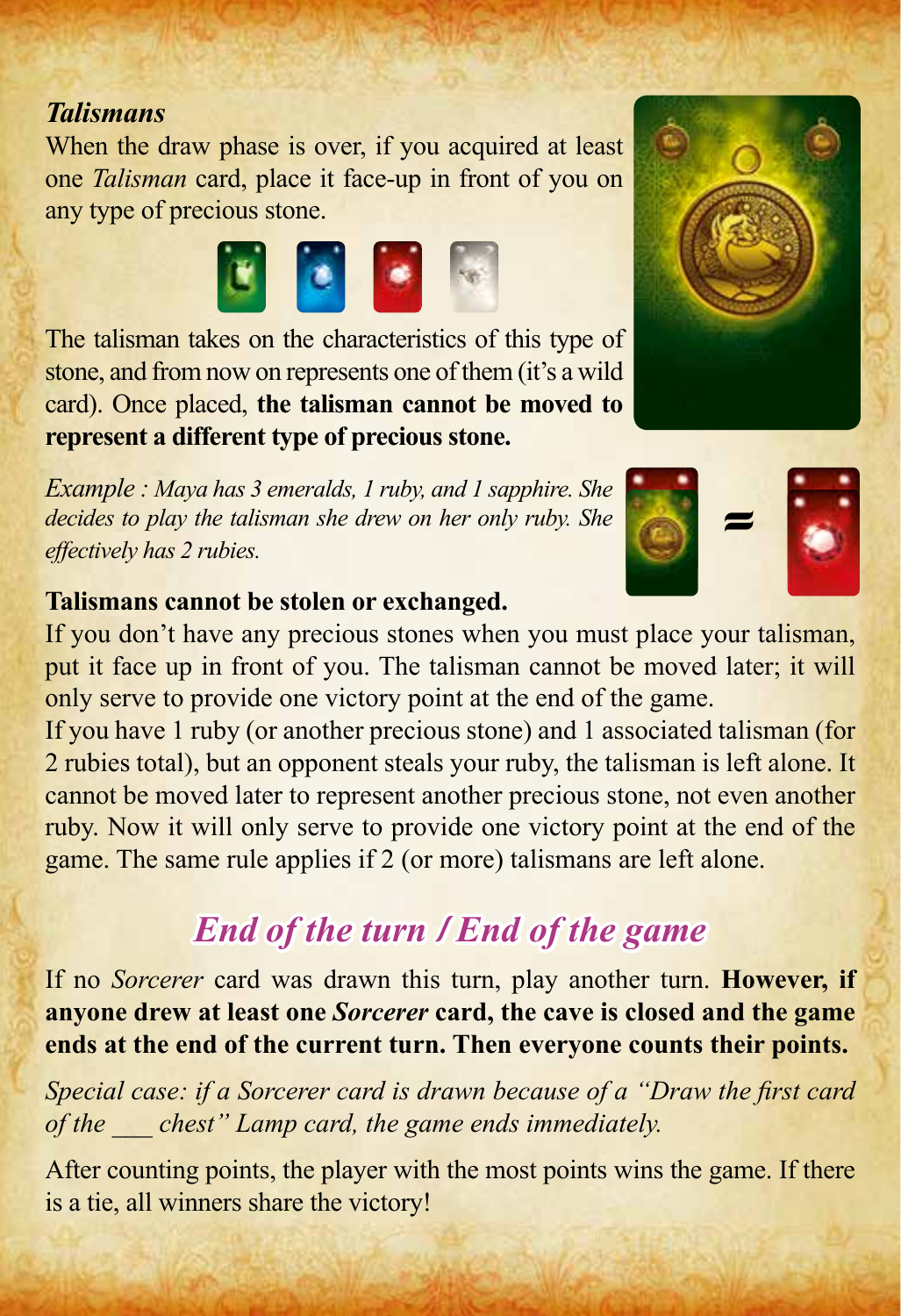### *Talismans*

When the draw phase is over, if you acquired at least one *Talisman* card, place it face-up in front of you on any type of precious stone.

The talisman takes on the characteristics of this type of stone, and from now on represents one of them (it's a wild card). Once placed, **the talisman cannot be moved to represent a different type of precious stone.**

*Example : Maya has 3 emeralds, 1 ruby, and 1 sapphire. She decides to play the talisman she drew on her only ruby. She effectively has 2 rubies.*

**Talismans cannot be stolen or exchanged.**

If you don't have any precious stones when you must place your talisman, put it face up in front of you. The talisman cannot be moved later; it will only serve to provide one victory point at the end of the game.

If you have 1 ruby (or another precious stone) and 1 associated talisman (for 2 rubies total), but an opponent steals your ruby, the talisman is left alone. It cannot be moved later to represent another precious stone, not even another ruby. Now it will only serve to provide one victory point at the end of the game. The same rule applies if 2 (or more) talismans are left alone.

## *End of the turn / End of the game*

If no *Sorcerer* card was drawn this turn, play another turn. **However, if anyone drew at least one *Sorcerer* card, the cave is closed and the game ends at the end of the current turn. Then everyone counts their points.**

*Special case: if a Sorcerer card is drawn because of a "Draw the first card of the ___ chest" Lamp card, the game ends immediately.*

After counting points, the player with the most points wins the game. If there is a tie, all winners share the victory!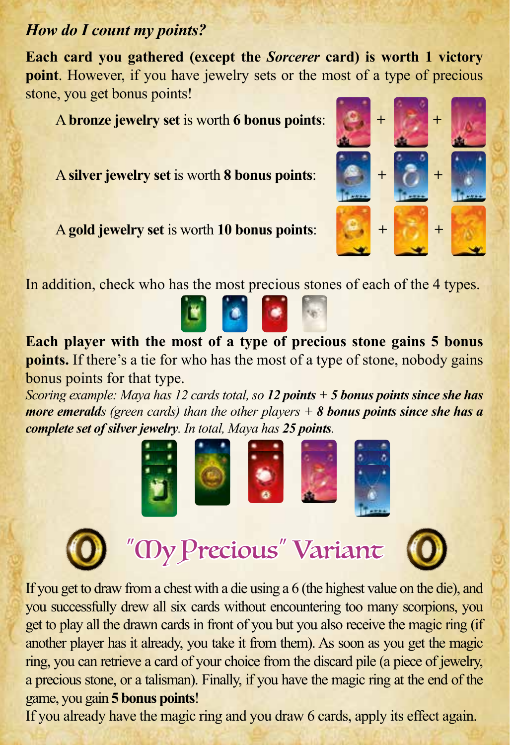### *How do I count my points?*

**Each card you gathered (except the *Sorcerer* card) is worth 1 victory point**. However, if you have jewelry sets or the most of a type of precious stone, you get bonus points!

A **bronze jewelry set** is worth **6 bonus points**: + +

A **silver jewelry set** is worth **8 bonus points**: + +

A **gold jewelry set** is worth **10 bonus points**: + +

In addition, check who has the most precious stones of each of the 4 types.

**Each player with the most of a type of precious stone gains 5 bonus points.** If there's a tie for who has the most of a type of stone, nobody gains bonus points for that type.

*Scoring example: Maya has 12 cards total, so **12 points** + **5 bonus points since she has more emeralds** (green cards) than the other players + **8 bonus points since she has a complete set of silver jewelry**. In total, Maya has **25 points**.*

## "My Precious" Variant

If you get to draw from a chest with a die using a 6 (the highest value on the die), and you successfully drew all six cards without encountering too many scorpions, you get to play all the drawn cards in front of you but you also receive the magic ring (if another player has it already, you take it from them). As soon as you get the magic ring, you can retrieve a card of your choice from the discard pile (a piece of jewelry, a precious stone, or a talisman). Finally, if you have the magic ring at the end of the game, you gain **5 bonus points**!

If you already have the magic ring and you draw 6 cards, apply its effect again.